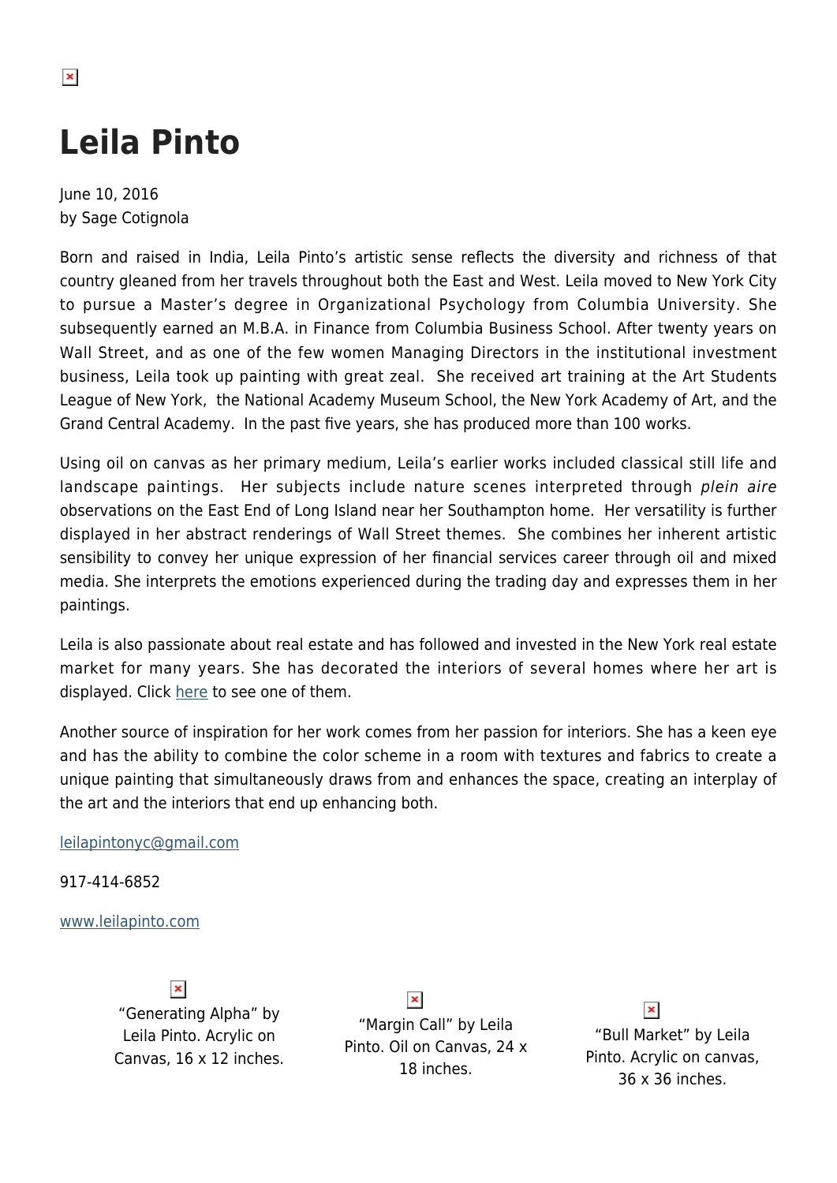# Leila Pinto

June 10, 2016
by Sage Cotignola

Born and raised in India, Leila Pinto's artistic sense reflects the diversity and richness of that country gleaned from her travels throughout both the East and West. Leila moved to New York City to pursue a Master's degree in Organizational Psychology from Columbia University. She subsequently earned an M.B.A. in Finance from Columbia Business School. After twenty years on Wall Street, and as one of the few women Managing Directors in the institutional investment business, Leila took up painting with great zeal. She received art training at the Art Students League of New York, the National Academy Museum School, the New York Academy of Art, and the Grand Central Academy. In the past five years, she has produced more than 100 works.

Using oil on canvas as her primary medium, Leila's earlier works included classical still life and landscape paintings. Her subjects include nature scenes interpreted through *plein aire* observations on the East End of Long Island near her Southampton home. Her versatility is further displayed in her abstract renderings of Wall Street themes. She combines her inherent artistic sensibility to convey her unique expression of her financial services career through oil and mixed media. She interprets the emotions experienced during the trading day and expresses them in her paintings.

Leila is also passionate about real estate and has followed and invested in the New York real estate market for many years. She has decorated the interiors of several homes where her art is displayed. Click [here]() to see one of them.

Another source of inspiration for her work comes from her passion for interiors. She has a keen eye and has the ability to combine the color scheme in a room with textures and fabrics to create a unique painting that simultaneously draws from and enhances the space, creating an interplay of the art and the interiors that end up enhancing both.

[leilapintonyc@gmail.com](mailto:leilapintonyc@gmail.com)

917-414-6852

[www.leilapinto.com](http://www.leilapinto.com)

"Generating Alpha" by Leila Pinto. Acrylic on Canvas, 16 x 12 inches.

"Margin Call" by Leila Pinto. Oil on Canvas, 24 x 18 inches.

"Bull Market" by Leila Pinto. Acrylic on canvas, 36 x 36 inches.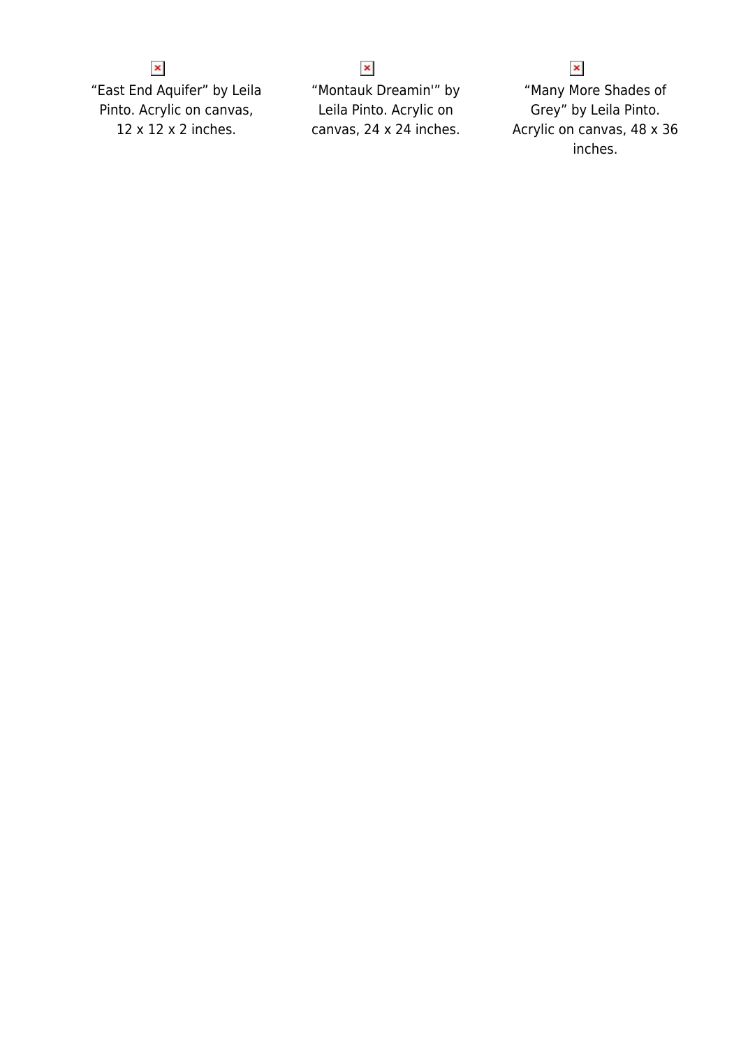“East End Aquifer” by Leila Pinto. Acrylic on canvas, 12 x 12 x 2 inches.

“Montauk Dreamin'” by Leila Pinto. Acrylic on canvas, 24 x 24 inches.

“Many More Shades of Grey” by Leila Pinto. Acrylic on canvas, 48 x 36 inches.